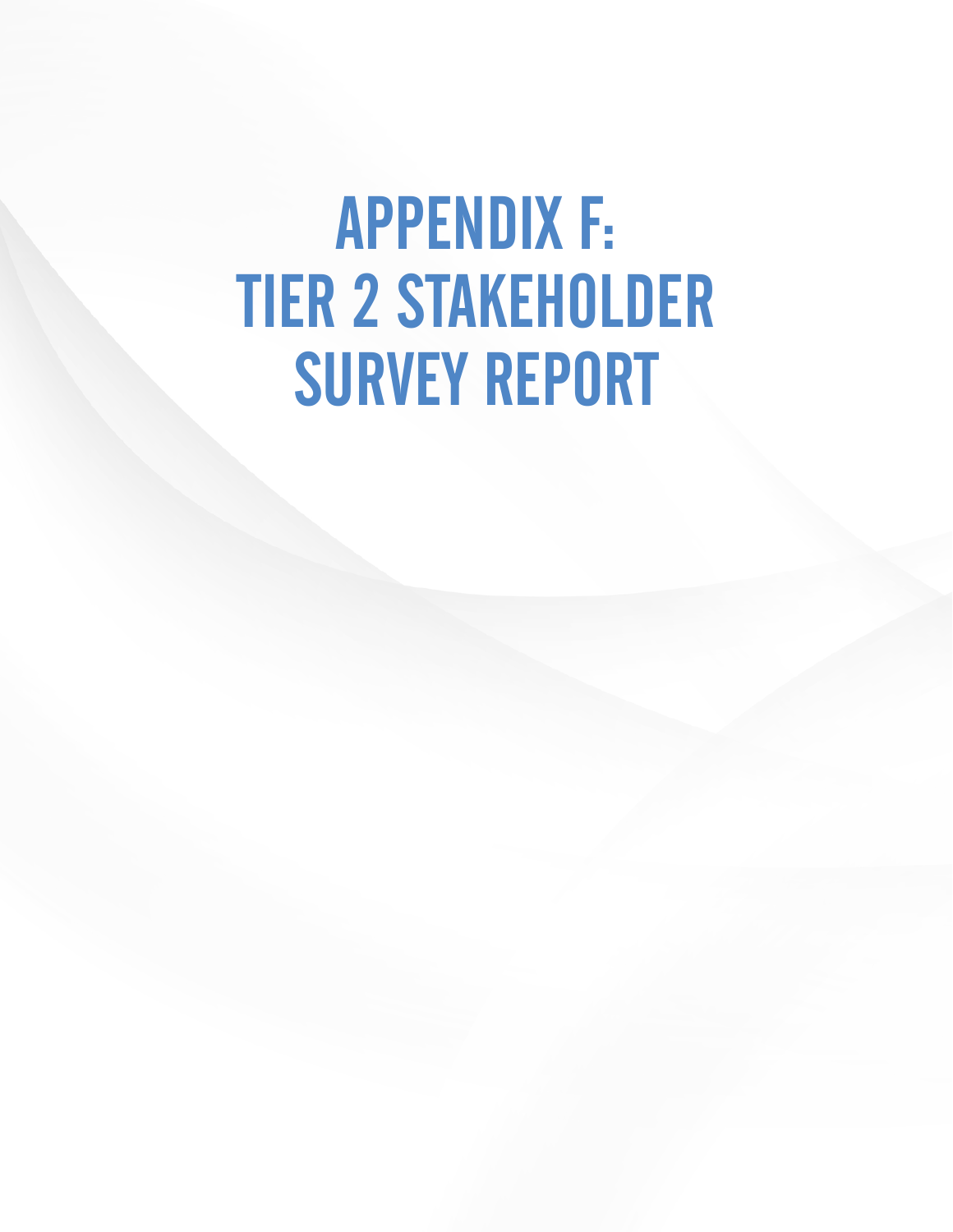# APPENDIX F:
# TIER 2 STAKEHOLDER SURVEY REPORT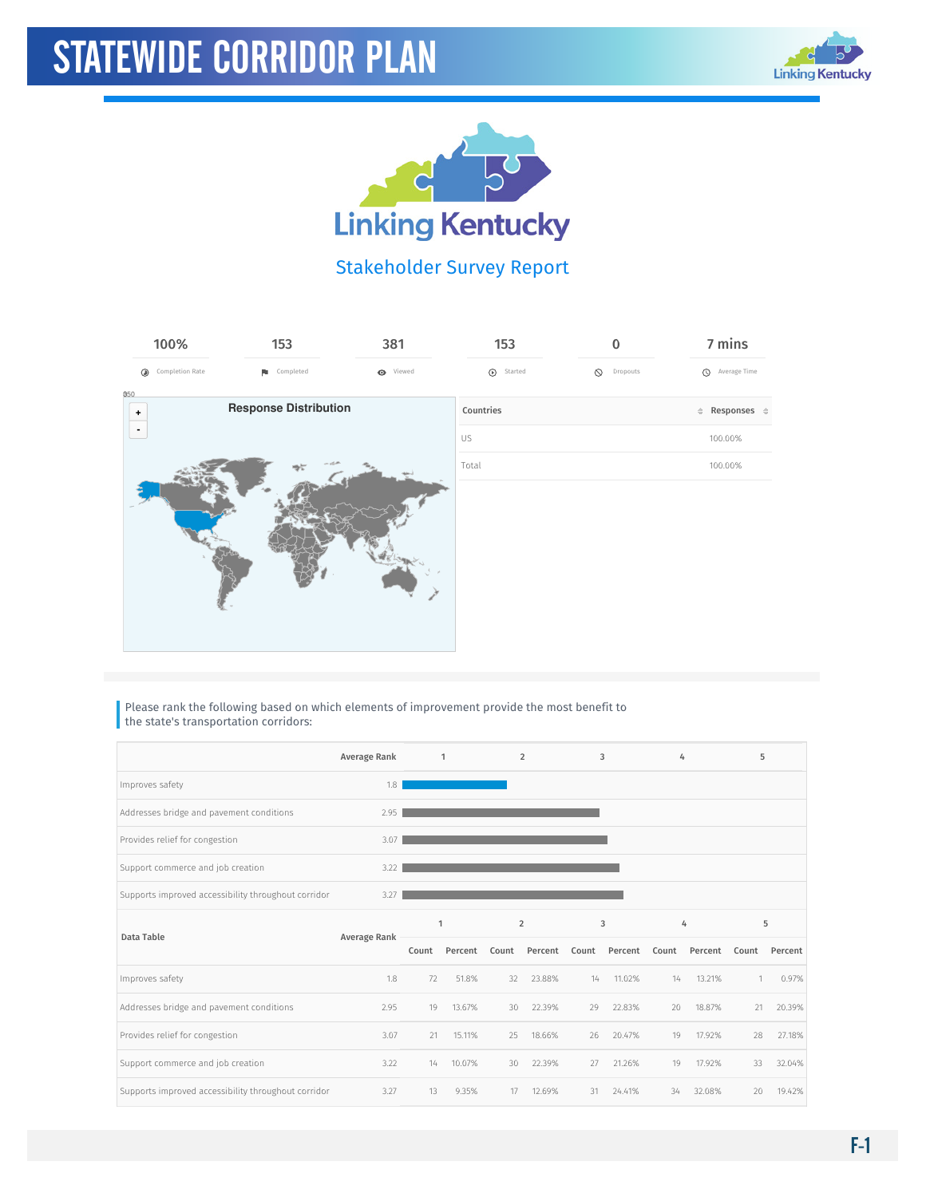# Linking Kentucky

## Stakeholder Survey Report

| 100% | 153 | 381 | 153 | 0 | 7 mins |
|---|---|---|---|---|---|
| Completion Rate | Completed | Viewed | Started | Dropouts | Average Time |

**Response Distribution**

| Countries | Responses |
|---|---|
| US | 100.00% |
| Total | 100.00% |

Please rank the following based on which elements of improvement provide the most benefit to the state's transportation corridors:

| | Average Rank |
|---|---|
| Improves safety | 1.8 |
| Addresses bridge and pavement conditions | 2.95 |
| Provides relief for congestion | 3.07 |
| Support commerce and job creation | 3.22 |
| Supports improved accessibility throughout corridor | 3.27 |

| Data Table | Average Rank | 1 | | 2 | | 3 | | 4 | | 5 | |
|---|---|---|---|---|---|---|---|---|---|---|---|
| | | Count | Percent | Count | Percent | Count | Percent | Count | Percent | Count | Percent |
| Improves safety | 1.8 | 72 | 51.8% | 32 | 23.88% | 14 | 11.02% | 14 | 13.21% | 1 | 0.97% |
| Addresses bridge and pavement conditions | 2.95 | 19 | 13.67% | 30 | 22.39% | 29 | 22.83% | 20 | 18.87% | 21 | 20.39% |
| Provides relief for congestion | 3.07 | 21 | 15.11% | 25 | 18.66% | 26 | 20.47% | 19 | 17.92% | 28 | 27.18% |
| Support commerce and job creation | 3.22 | 14 | 10.07% | 30 | 22.39% | 27 | 21.26% | 19 | 17.92% | 33 | 32.04% |
| Supports improved accessibility throughout corridor | 3.27 | 13 | 9.35% | 17 | 12.69% | 31 | 24.41% | 34 | 32.08% | 20 | 19.42% |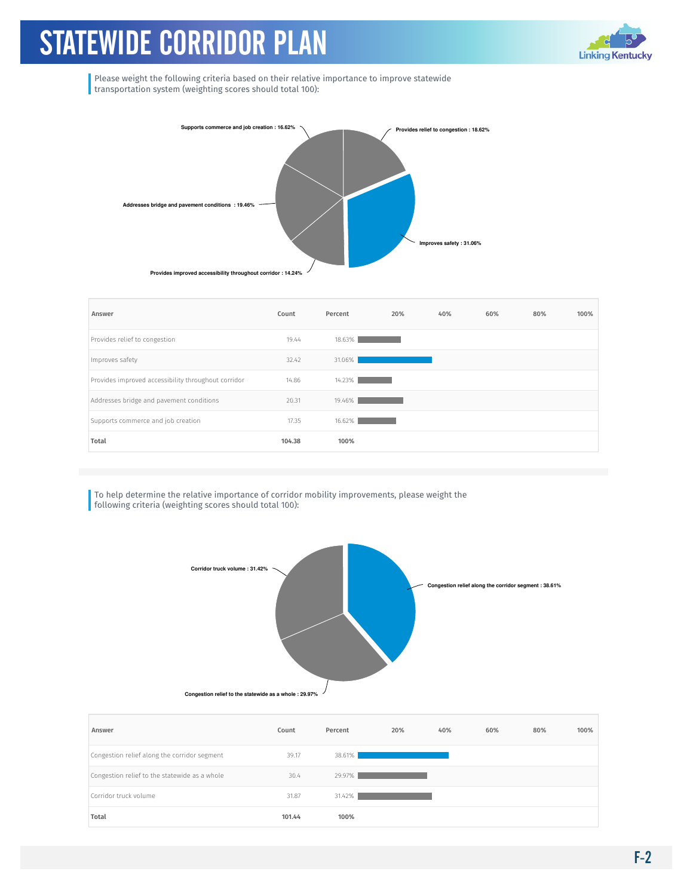# STATEWIDE CORRIDOR PLAN

Please weight the following criteria based on their relative importance to improve statewide transportation system (weighting scores should total 100):

Supports commerce and job creation : 16.62%

Provides relief to congestion : 18.62%

Addresses bridge and pavement conditions : 19.46%

Improves safety : 31.06%

Provides improved accessibility throughout corridor : 14.24%

| Answer | Count | Percent |
|---|---|---|
| Provides relief to congestion | 19.44 | 18.63% |
| Improves safety | 32.42 | 31.06% |
| Provides improved accessibility throughout corridor | 14.86 | 14.23% |
| Addresses bridge and pavement conditions | 20.31 | 19.46% |
| Supports commerce and job creation | 17.35 | 16.62% |
| **Total** | **104.38** | **100%** |

To help determine the relative importance of corridor mobility improvements, please weight the following criteria (weighting scores should total 100):

Corridor truck volume : 31.42%

Congestion relief along the corridor segment : 38.61%

Congestion relief to the statewide as a whole : 29.97%

| Answer | Count | Percent |
|---|---|---|
| Congestion relief along the corridor segment | 39.17 | 38.61% |
| Congestion relief to the statewide as a whole | 30.4 | 29.97% |
| Corridor truck volume | 31.87 | 31.42% |
| **Total** | **101.44** | **100%** |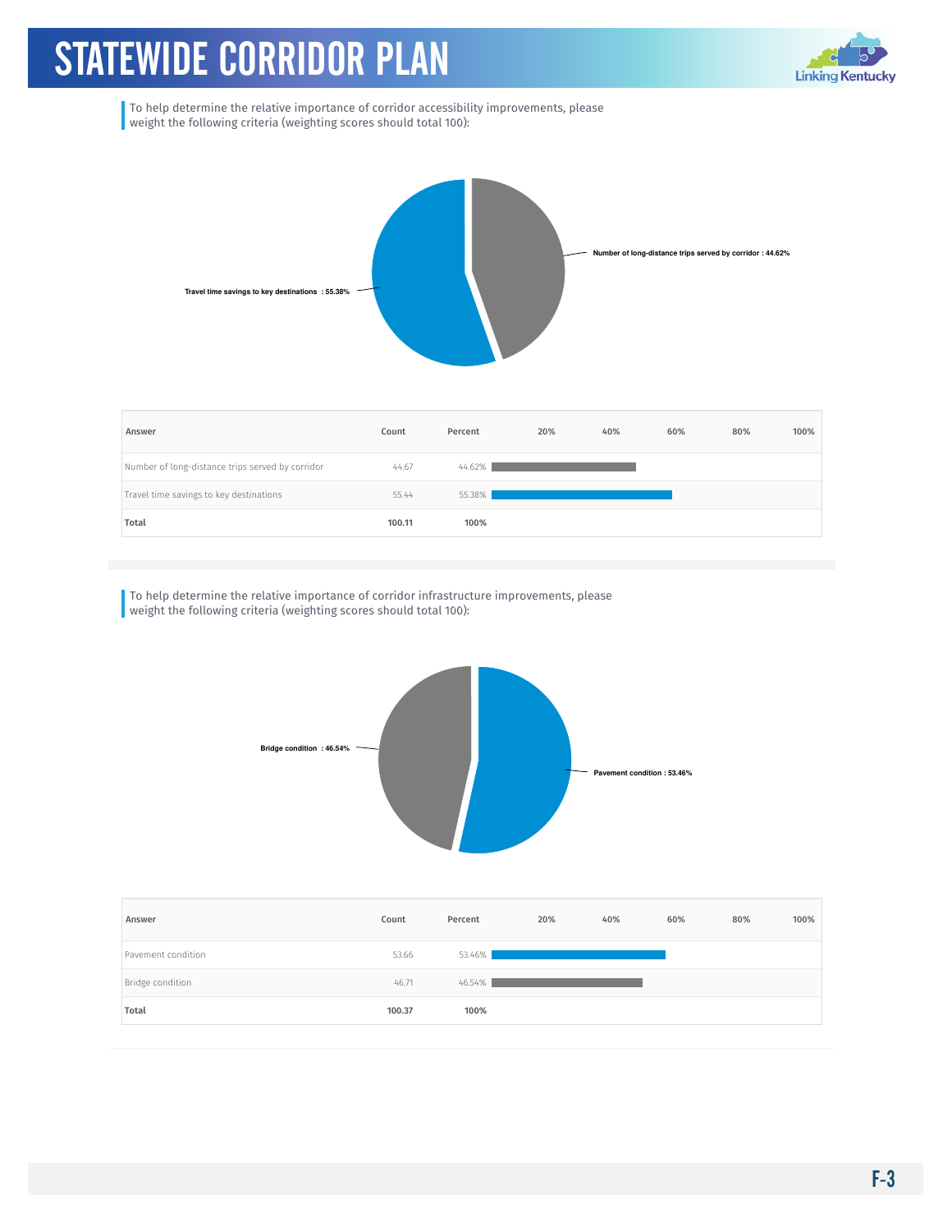To help determine the relative importance of corridor accessibility improvements, please weight the following criteria (weighting scores should total 100):

Travel time savings to key destinations : 55.38%

Number of long-distance trips served by corridor : 44.62%

| Answer | Count | Percent |
|---|---|---|
| Number of long-distance trips served by corridor | 44.67 | 44.62% |
| Travel time savings to key destinations | 55.44 | 55.38% |
| **Total** | **100.11** | **100%** |

To help determine the relative importance of corridor infrastructure improvements, please weight the following criteria (weighting scores should total 100):

Bridge condition : 46.54%

Pavement condition : 53.46%

| Answer | Count | Percent |
|---|---|---|
| Pavement condition | 53.66 | 53.46% |
| Bridge condition | 46.71 | 46.54% |
| **Total** | **100.37** | **100%** |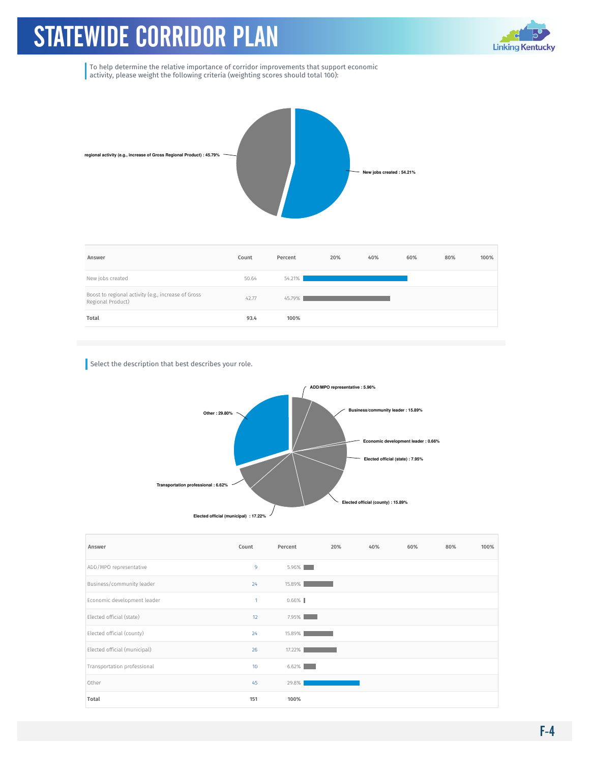# STATEWIDE CORRIDOR PLAN

To help determine the relative importance of corridor improvements that support economic activity, please weight the following criteria (weighting scores should total 100):

regional activity (e.g., increase of Gross Regional Product) : 45.79%

New jobs created : 54.21%

| Answer | Count | Percent |
|---|---|---|
| New jobs created | 50.64 | 54.21% |
| Boost to regional activity (e.g., increase of Gross Regional Product) | 42.77 | 45.79% |
| **Total** | **93.4** | **100%** |

Select the description that best describes your role.

ADD/MPO representative : 5.96%

Business/community leader : 15.89%

Economic development leader : 0.66%

Elected official (state) : 7.95%

Elected official (county) : 15.89%

Elected official (municipal) : 17.22%

Transportation professional : 6.62%

Other : 29.80%

| Answer | Count | Percent |
|---|---|---|
| ADD/MPO representative | 9 | 5.96% |
| Business/community leader | 24 | 15.89% |
| Economic development leader | 1 | 0.66% |
| Elected official (state) | 12 | 7.95% |
| Elected official (county) | 24 | 15.89% |
| Elected official (municipal) | 26 | 17.22% |
| Transportation professional | 10 | 6.62% |
| Other | 45 | 29.8% |
| **Total** | **151** | **100%** |